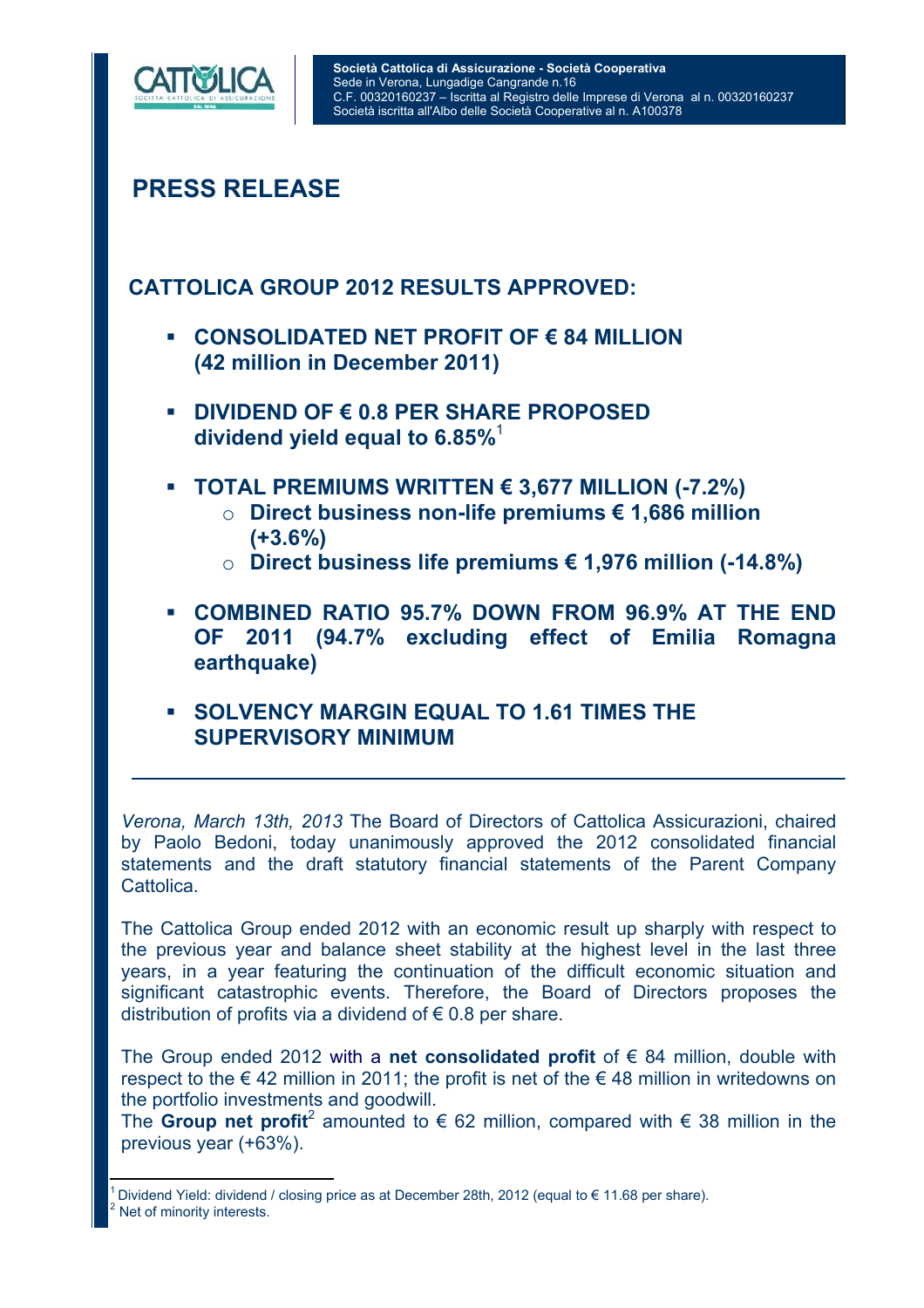Società Cattolica di Assicurazione - Società Cooperativa
Sede in Verona, Lungadige Cangrande n.16
C.F. 00320160237 – Iscritta al Registro delle Imprese di Verona al n. 00320160237
Società iscritta all'Albo delle Società Cooperative al n. A100378

# PRESS RELEASE

## CATTOLICA GROUP 2012 RESULTS APPROVED:

- **CONSOLIDATED NET PROFIT OF € 84 MILLION (42 million in December 2011)**
- **DIVIDEND OF € 0.8 PER SHARE PROPOSED dividend yield equal to 6.85%**[1]
- **TOTAL PREMIUMS WRITTEN € 3,677 MILLION (-7.2%)**
  - **Direct business non-life premiums € 1,686 million (+3.6%)**
  - **Direct business life premiums € 1,976 million (-14.8%)**
- **COMBINED RATIO 95.7% DOWN FROM 96.9% AT THE END OF 2011 (94.7% excluding effect of Emilia Romagna earthquake)**
- **SOLVENCY MARGIN EQUAL TO 1.61 TIMES THE SUPERVISORY MINIMUM**

---

*Verona, March 13th, 2013* The Board of Directors of Cattolica Assicurazioni, chaired by Paolo Bedoni, today unanimously approved the 2012 consolidated financial statements and the draft statutory financial statements of the Parent Company Cattolica.

The Cattolica Group ended 2012 with an economic result up sharply with respect to the previous year and balance sheet stability at the highest level in the last three years, in a year featuring the continuation of the difficult economic situation and significant catastrophic events. Therefore, the Board of Directors proposes the distribution of profits via a dividend of € 0.8 per share.

The Group ended 2012 with a **net consolidated profit** of € 84 million, double with respect to the € 42 million in 2011; the profit is net of the € 48 million in writedowns on the portfolio investments and goodwill.
The **Group net profit**[2] amounted to € 62 million, compared with € 38 million in the previous year (+63%).

---

[1] Dividend Yield: dividend / closing price as at December 28th, 2012 (equal to € 11.68 per share).
[2] Net of minority interests.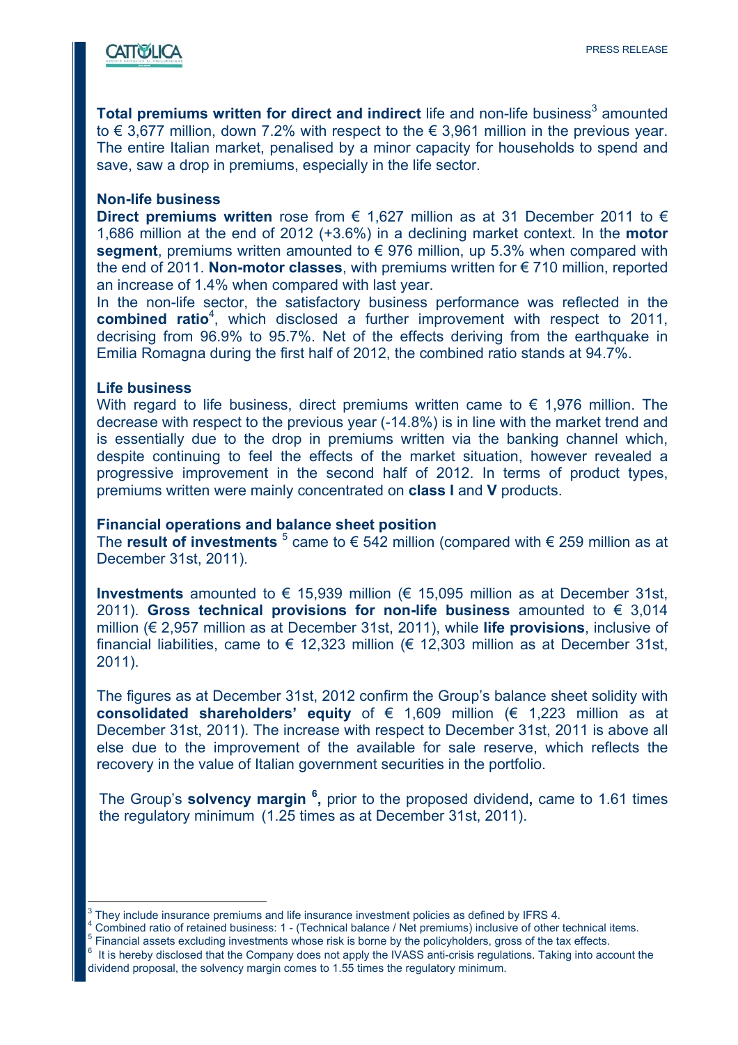**Total premiums written for direct and indirect** life and non-life business[3] amounted to € 3,677 million, down 7.2% with respect to the € 3,961 million in the previous year. The entire Italian market, penalised by a minor capacity for households to spend and save, saw a drop in premiums, especially in the life sector.

**Non-life business**

**Direct premiums written** rose from € 1,627 million as at 31 December 2011 to € 1,686 million at the end of 2012 (+3.6%) in a declining market context. In the **motor segment**, premiums written amounted to € 976 million, up 5.3% when compared with the end of 2011. **Non-motor classes**, with premiums written for € 710 million, reported an increase of 1.4% when compared with last year.

In the non-life sector, the satisfactory business performance was reflected in the **combined ratio**[4], which disclosed a further improvement with respect to 2011, decrising from 96.9% to 95.7%. Net of the effects deriving from the earthquake in Emilia Romagna during the first half of 2012, the combined ratio stands at 94.7%.

**Life business**

With regard to life business, direct premiums written came to € 1,976 million. The decrease with respect to the previous year (-14.8%) is in line with the market trend and is essentially due to the drop in premiums written via the banking channel which, despite continuing to feel the effects of the market situation, however revealed a progressive improvement in the second half of 2012. In terms of product types, premiums written were mainly concentrated on **class I** and **V** products.

**Financial operations and balance sheet position**

The **result of investments** [5] came to € 542 million (compared with € 259 million as at December 31st, 2011).

**Investments** amounted to € 15,939 million (€ 15,095 million as at December 31st, 2011). **Gross technical provisions for non-life business** amounted to € 3,014 million (€ 2,957 million as at December 31st, 2011), while **life provisions**, inclusive of financial liabilities, came to € 12,323 million (€ 12,303 million as at December 31st, 2011).

The figures as at December 31st, 2012 confirm the Group's balance sheet solidity with **consolidated shareholders' equity** of € 1,609 million (€ 1,223 million as at December 31st, 2011). The increase with respect to December 31st, 2011 is above all else due to the improvement of the available for sale reserve, which reflects the recovery in the value of Italian government securities in the portfolio.

The Group's **solvency margin [6],** prior to the proposed dividend**,** came to 1.61 times the regulatory minimum (1.25 times as at December 31st, 2011).

---

[3] They include insurance premiums and life insurance investment policies as defined by IFRS 4.

[4] Combined ratio of retained business: 1 - (Technical balance / Net premiums) inclusive of other technical items.

[5] Financial assets excluding investments whose risk is borne by the policyholders, gross of the tax effects.

[6] It is hereby disclosed that the Company does not apply the IVASS anti-crisis regulations. Taking into account the dividend proposal, the solvency margin comes to 1.55 times the regulatory minimum.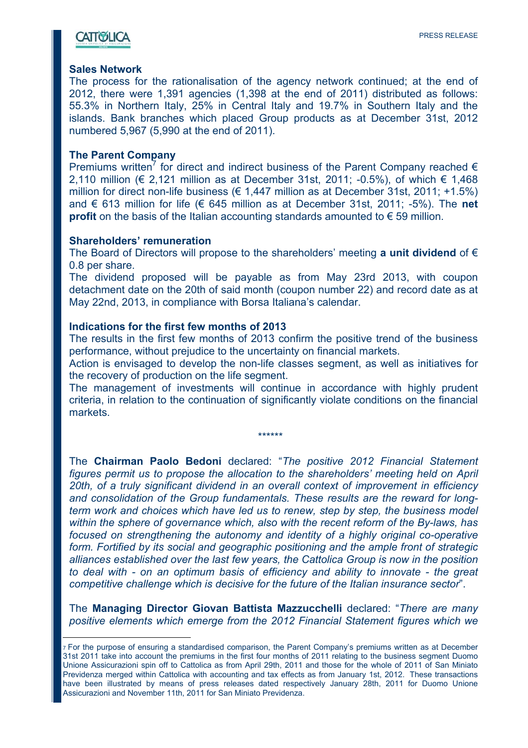### Sales Network

The process for the rationalisation of the agency network continued; at the end of 2012, there were 1,391 agencies (1,398 at the end of 2011) distributed as follows: 55.3% in Northern Italy, 25% in Central Italy and 19.7% in Southern Italy and the islands. Bank branches which placed Group products as at December 31st, 2012 numbered 5,967 (5,990 at the end of 2011).

### The Parent Company

Premiums written[7] for direct and indirect business of the Parent Company reached € 2,110 million (€ 2,121 million as at December 31st, 2011; -0.5%), of which € 1,468 million for direct non-life business (€ 1,447 million as at December 31st, 2011; +1.5%) and € 613 million for life (€ 645 million as at December 31st, 2011; -5%). The **net profit** on the basis of the Italian accounting standards amounted to € 59 million.

### Shareholders' remuneration

The Board of Directors will propose to the shareholders' meeting **a unit dividend** of € 0.8 per share.

The dividend proposed will be payable as from May 23rd 2013, with coupon detachment date on the 20th of said month (coupon number 22) and record date as at May 22nd, 2013, in compliance with Borsa Italiana's calendar.

### Indications for the first few months of 2013

The results in the first few months of 2013 confirm the positive trend of the business performance, without prejudice to the uncertainty on financial markets.

Action is envisaged to develop the non-life classes segment, as well as initiatives for the recovery of production on the life segment.

The management of investments will continue in accordance with highly prudent criteria, in relation to the continuation of significantly violate conditions on the financial markets.

******

The **Chairman Paolo Bedoni** declared: "*The positive 2012 Financial Statement figures permit us to propose the allocation to the shareholders' meeting held on April 20th, of a truly significant dividend in an overall context of improvement in efficiency and consolidation of the Group fundamentals. These results are the reward for long-term work and choices which have led us to renew, step by step, the business model within the sphere of governance which, also with the recent reform of the By-laws, has focused on strengthening the autonomy and identity of a highly original co-operative form. Fortified by its social and geographic positioning and the ample front of strategic alliances established over the last few years, the Cattolica Group is now in the position to deal with - on an optimum basis of efficiency and ability to innovate - the great competitive challenge which is decisive for the future of the Italian insurance sector*".

The **Managing Director Giovan Battista Mazzucchelli** declared: "*There are many positive elements which emerge from the 2012 Financial Statement figures which we*

---

[7] For the purpose of ensuring a standardised comparison, the Parent Company's premiums written as at December 31st 2011 take into account the premiums in the first four months of 2011 relating to the business segment Duomo Unione Assicurazioni spin off to Cattolica as from April 29th, 2011 and those for the whole of 2011 of San Miniato Previdenza merged within Cattolica with accounting and tax effects as from January 1st, 2012. These transactions have been illustrated by means of press releases dated respectively January 28th, 2011 for Duomo Unione Assicurazioni and November 11th, 2011 for San Miniato Previdenza.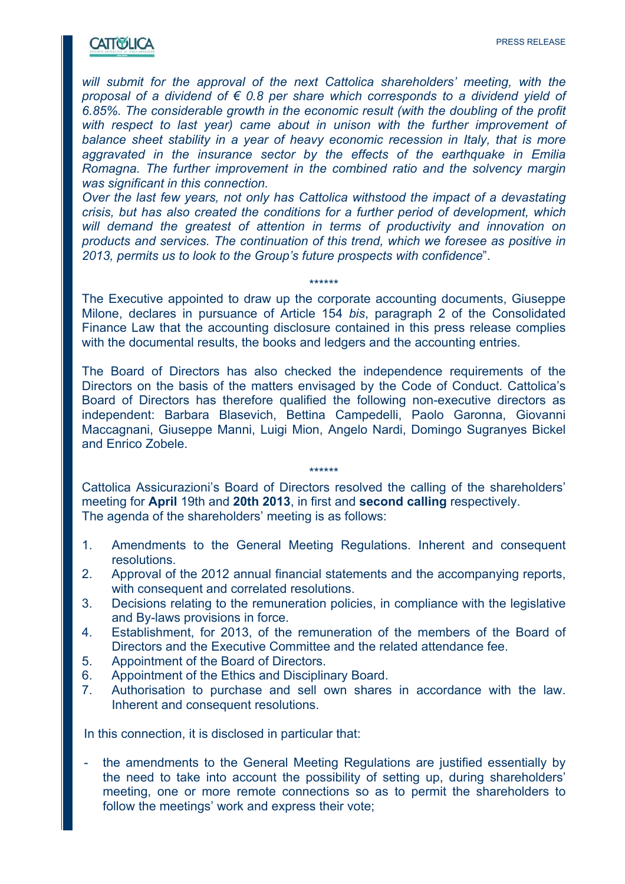*will submit for the approval of the next Cattolica shareholders' meeting, with the proposal of a dividend of € 0.8 per share which corresponds to a dividend yield of 6.85%. The considerable growth in the economic result (with the doubling of the profit with respect to last year) came about in unison with the further improvement of balance sheet stability in a year of heavy economic recession in Italy, that is more aggravated in the insurance sector by the effects of the earthquake in Emilia Romagna. The further improvement in the combined ratio and the solvency margin was significant in this connection.*
*Over the last few years, not only has Cattolica withstood the impact of a devastating crisis, but has also created the conditions for a further period of development, which will demand the greatest of attention in terms of productivity and innovation on products and services. The continuation of this trend, which we foresee as positive in 2013, permits us to look to the Group's future prospects with confidence*".

******

The Executive appointed to draw up the corporate accounting documents, Giuseppe Milone, declares in pursuance of Article 154 *bis*, paragraph 2 of the Consolidated Finance Law that the accounting disclosure contained in this press release complies with the documental results, the books and ledgers and the accounting entries.

The Board of Directors has also checked the independence requirements of the Directors on the basis of the matters envisaged by the Code of Conduct. Cattolica's Board of Directors has therefore qualified the following non-executive directors as independent: Barbara Blasevich, Bettina Campedelli, Paolo Garonna, Giovanni Maccagnani, Giuseppe Manni, Luigi Mion, Angelo Nardi, Domingo Sugranyes Bickel and Enrico Zobele.

******

Cattolica Assicurazioni's Board of Directors resolved the calling of the shareholders' meeting for **April** 19th and **20th 2013**, in first and **second calling** respectively.
The agenda of the shareholders' meeting is as follows:

1. Amendments to the General Meeting Regulations. Inherent and consequent resolutions.
2. Approval of the 2012 annual financial statements and the accompanying reports, with consequent and correlated resolutions.
3. Decisions relating to the remuneration policies, in compliance with the legislative and By-laws provisions in force.
4. Establishment, for 2013, of the remuneration of the members of the Board of Directors and the Executive Committee and the related attendance fee.
5. Appointment of the Board of Directors.
6. Appointment of the Ethics and Disciplinary Board.
7. Authorisation to purchase and sell own shares in accordance with the law. Inherent and consequent resolutions.

In this connection, it is disclosed in particular that:

- the amendments to the General Meeting Regulations are justified essentially by the need to take into account the possibility of setting up, during shareholders' meeting, one or more remote connections so as to permit the shareholders to follow the meetings' work and express their vote;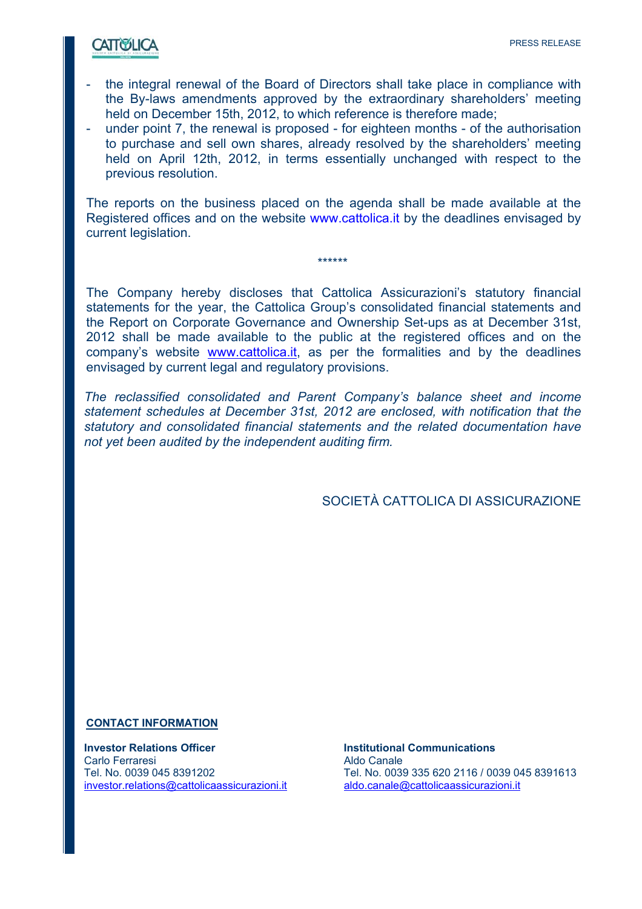- the integral renewal of the Board of Directors shall take place in compliance with the By-laws amendments approved by the extraordinary shareholders' meeting held on December 15th, 2012, to which reference is therefore made;
- under point 7, the renewal is proposed - for eighteen months - of the authorisation to purchase and sell own shares, already resolved by the shareholders' meeting held on April 12th, 2012, in terms essentially unchanged with respect to the previous resolution.

The reports on the business placed on the agenda shall be made available at the Registered offices and on the website www.cattolica.it by the deadlines envisaged by current legislation.

******

The Company hereby discloses that Cattolica Assicurazioni's statutory financial statements for the year, the Cattolica Group's consolidated financial statements and the Report on Corporate Governance and Ownership Set-ups as at December 31st, 2012 shall be made available to the public at the registered offices and on the company's website www.cattolica.it, as per the formalities and by the deadlines envisaged by current legal and regulatory provisions.

*The reclassified consolidated and Parent Company's balance sheet and income statement schedules at December 31st, 2012 are enclosed, with notification that the statutory and consolidated financial statements and the related documentation have not yet been audited by the independent auditing firm.*

SOCIETÀ CATTOLICA DI ASSICURAZIONE

**CONTACT INFORMATION**

**Investor Relations Officer**
Carlo Ferraresi
Tel. No. 0039 045 8391202
investor.relations@cattolicaassicurazioni.it

**Institutional Communications**
Aldo Canale
Tel. No. 0039 335 620 2116 / 0039 045 8391613
aldo.canale@cattolicaassicurazioni.it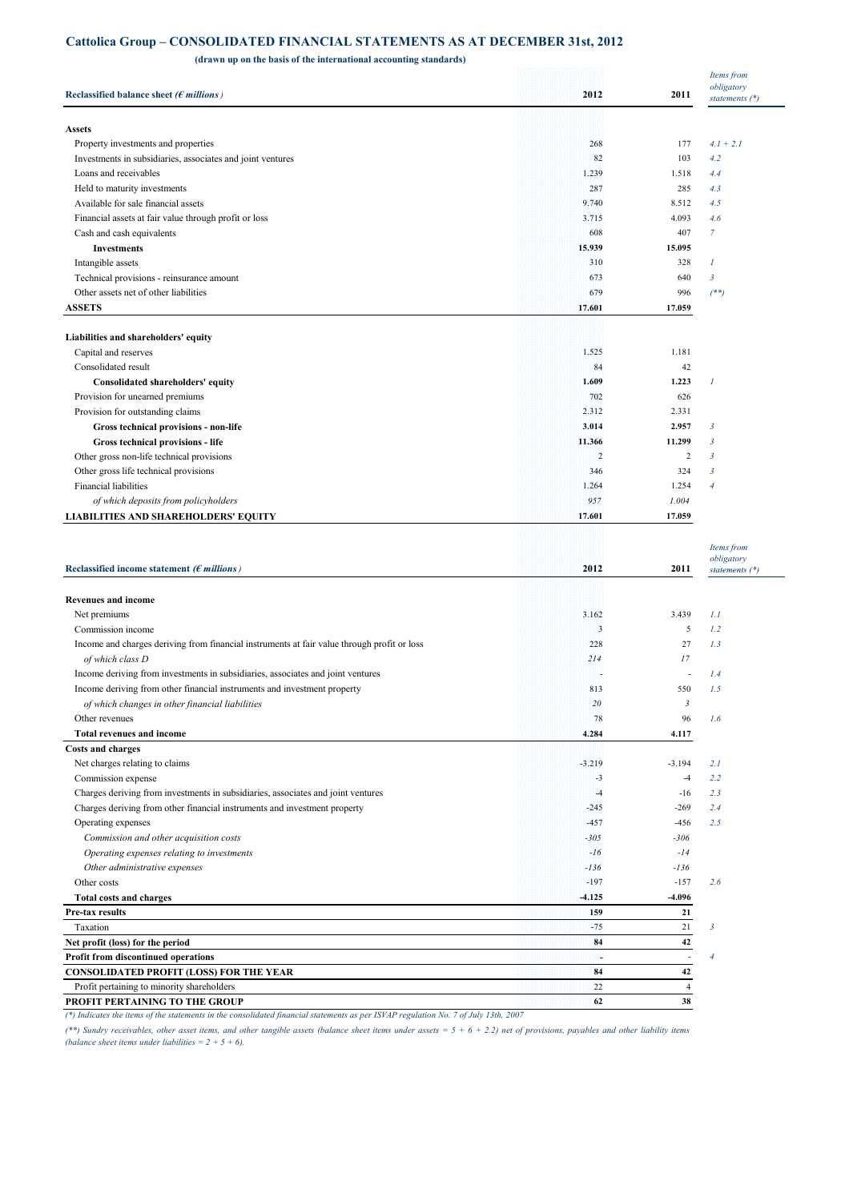## Cattolica Group – CONSOLIDATED FINANCIAL STATEMENTS AS AT DECEMBER 31st, 2012

**(drawn up on the basis of the international accounting standards)**

| **Reclassified balance sheet (*€ millions*)** | **2012** | **2011** | *Items from obligatory statements (\*)* |
|---|---|---|---|
| **Assets** | | | |
| Property investments and properties | 268 | 177 | *4.1 + 2.1* |
| Investments in subsidiaries, associates and joint ventures | 82 | 103 | *4.2* |
| Loans and receivables | 1.239 | 1.518 | *4.4* |
| Held to maturity investments | 287 | 285 | *4.3* |
| Available for sale financial assets | 9.740 | 8.512 | *4.5* |
| Financial assets at fair value through profit or loss | 3.715 | 4.093 | *4.6* |
| Cash and cash equivalents | 608 | 407 | *7* |
| **Investments** | **15.939** | **15.095** | |
| Intangible assets | 310 | 328 | *1* |
| Technical provisions - reinsurance amount | 673 | 640 | *3* |
| Other assets net of other liabilities | 679 | 996 | *(\*\*)* |
| **ASSETS** | **17.601** | **17.059** | |
| **Liabilities and shareholders' equity** | | | |
| Capital and reserves | 1.525 | 1.181 | |
| Consolidated result | 84 | 42 | |
| **Consolidated shareholders' equity** | **1.609** | **1.223** | *1* |
| Provision for unearned premiums | 702 | 626 | |
| Provision for outstanding claims | 2.312 | 2.331 | |
| **Gross technical provisions - non-life** | **3.014** | **2.957** | *3* |
| **Gross technical provisions - life** | **11.366** | **11.299** | *3* |
| Other gross non-life technical provisions | 2 | 2 | *3* |
| Other gross life technical provisions | 346 | 324 | *3* |
| Financial liabilities | 1.264 | 1.254 | *4* |
| *of which deposits from policyholders* | *957* | *1.004* | |
| **LIABILITIES AND SHAREHOLDERS' EQUITY** | **17.601** | **17.059** | |

| **Reclassified income statement (*€ millions*)** | **2012** | **2011** | *Items from obligatory statements (\*)* |
|---|---|---|---|
| **Revenues and income** | | | |
| Net premiums | 3.162 | 3.439 | *1.1* |
| Commission income | 3 | 5 | *1.2* |
| Income and charges deriving from financial instruments at fair value through profit or loss | 228 | 27 | *1.3* |
| *of which class D* | *214* | *17* | |
| Income deriving from investments in subsidiaries, associates and joint ventures | - | - | *1.4* |
| Income deriving from other financial instruments and investment property | 813 | 550 | *1.5* |
| *of which changes in other financial liabilities* | *20* | *3* | |
| Other revenues | 78 | 96 | *1.6* |
| **Total revenues and income** | **4.284** | **4.117** | |
| **Costs and charges** | | | |
| Net charges relating to claims | -3.219 | -3.194 | *2.1* |
| Commission expense | -3 | -4 | *2.2* |
| Charges deriving from investments in subsidiaries, associates and joint ventures | -4 | -16 | *2.3* |
| Charges deriving from other financial instruments and investment property | -245 | -269 | *2.4* |
| Operating expenses | -457 | -456 | *2.5* |
| *Commission and other acquisition costs* | *-305* | *-306* | |
| *Operating expenses relating to investments* | *-16* | *-14* | |
| *Other administrative expenses* | *-136* | *-136* | |
| Other costs | -197 | -157 | *2.6* |
| **Total costs and charges** | **-4.125** | **-4.096** | |
| **Pre-tax results** | **159** | **21** | |
| Taxation | -75 | 21 | *3* |
| **Net profit (loss) for the period** | **84** | **42** | |
| **Profit from discontinued operations** | **-** | - | *4* |
| **CONSOLIDATED PROFIT (LOSS) FOR THE YEAR** | **84** | **42** | |
| Profit pertaining to minority shareholders | 22 | 4 | |
| **PROFIT PERTAINING TO THE GROUP** | **62** | **38** | |

*(\*) Indicates the items of the statements in the consolidated financial statements as per ISVAP regulation No. 7 of July 13th, 2007*

*(\*\*) Sundry receivables, other asset items, and other tangible assets (balance sheet items under assets = 5 + 6 + 2.2) net of provisions, payables and other liability items (balance sheet items under liabilities = 2 + 5 + 6).*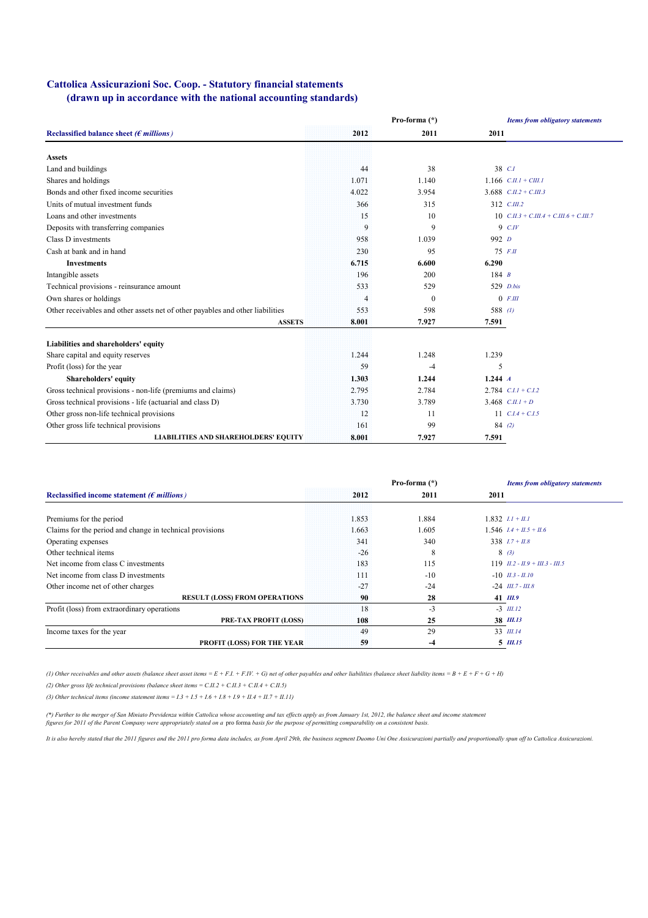## Cattolica Assicurazioni Soc. Coop. - Statutory financial statements
### (drawn up in accordance with the national accounting standards)

| Reclassified balance sheet (*€ millions*) | 2012 | Pro-forma (*) 2011 | 2011 | *Items from obligatory statements* |
|---|---|---|---|---|
| **Assets** | | | | |
| Land and buildings | 44 | 38 | 38 | *C.I* |
| Shares and holdings | 1.071 | 1.140 | 1.166 | *C.II.1 + CIII.1* |
| Bonds and other fixed income securities | 4.022 | 3.954 | 3.688 | *C.II.2 + C.III.3* |
| Units of mutual investment funds | 366 | 315 | 312 | *C.III.2* |
| Loans and other investments | 15 | 10 | 10 | *C.II.3 + C.III.4 + C.III.6 + C.III.7* |
| Deposits with transferring companies | 9 | 9 | 9 | *C.IV* |
| Class D investments | 958 | 1.039 | 992 | *D* |
| Cash at bank and in hand | 230 | 95 | 75 | *F.II* |
| **Investments** | **6.715** | **6.600** | **6.290** | |
| Intangible assets | 196 | 200 | 184 | *B* |
| Technical provisions - reinsurance amount | 533 | 529 | 529 | *D.bis* |
| Own shares or holdings | 4 | 0 | 0 | *F.III* |
| Other receivables and other assets net of other payables and other liabilities | 553 | 598 | 588 | *(1)* |
| **ASSETS** | **8.001** | **7.927** | **7.591** | |
| **Liabilities and shareholders' equity** | | | | |
| Share capital and equity reserves | 1.244 | 1.248 | 1.239 | |
| Profit (loss) for the year | 59 | -4 | 5 | |
| **Shareholders' equity** | **1.303** | **1.244** | **1.244** | *A* |
| Gross technical provisions - non-life (premiums and claims) | 2.795 | 2.784 | 2.784 | *C.I.1 + C.I.2* |
| Gross technical provisions - life (actuarial and class D) | 3.730 | 3.789 | 3.468 | *C.II.1 + D* |
| Other gross non-life technical provisions | 12 | 11 | 11 | *C.I.4 + C.I.5* |
| Other gross life technical provisions | 161 | 99 | 84 | *(2)* |
| **LIABILITIES AND SHAREHOLDERS' EQUITY** | **8.001** | **7.927** | **7.591** | |

| Reclassified income statement (*€ millions*) | 2012 | Pro-forma (*) 2011 | 2011 | *Items from obligatory statements* |
|---|---|---|---|---|
| Premiums for the period | 1.853 | 1.884 | 1.832 | *I.1 + II.1* |
| Claims for the period and change in technical provisions | 1.663 | 1.605 | 1.546 | *I.4 + II.5 + II.6* |
| Operating expenses | 341 | 340 | 338 | *I.7 + II.8* |
| Other technical items | -26 | 8 | 8 | *(3)* |
| Net income from class C investments | 183 | 115 | 119 | *II.2 - II.9 + III.3 - III.5* |
| Net income from class D investments | 111 | -10 | -10 | *II.3 - II.10* |
| Other income net of other charges | -27 | -24 | -24 | *III.7 - III.8* |
| **RESULT (LOSS) FROM OPERATIONS** | **90** | **28** | **41** | ***III.9*** |
| Profit (loss) from extraordinary operations | 18 | -3 | -3 | *III.12* |
| **PRE-TAX PROFIT (LOSS)** | **108** | **25** | **38** | ***III.13*** |
| Income taxes for the year | 49 | 29 | 33 | *III.14* |
| **PROFIT (LOSS) FOR THE YEAR** | **59** | **-4** | **5** | ***III.15*** |

*(1) Other receivables and other assets (balance sheet asset items = E + F.I. + F.IV. + G) net of other payables and other liabilities (balance sheet liability items = B + E + F + G + H)*

*(2) Other gross life technical provisions (balance sheet items = C.II.2 + C.II.3 + C.II.4 + C.II.5)*

*(3) Other technical items (income statement items = I.3 + I.5 + I.6 + I.8 + I.9 + II.4 + II.7 + II.11)*

*(*) Further to the merger of San Miniato Previdenza within Cattolica whose accounting and tax effects apply as from January 1st, 2012, the balance sheet and income statement figures for 2011 of the Parent Company were appropriately stated on a* pro forma *basis for the purpose of permitting comparability on a consistent basis.*

*It is also hereby stated that the 2011 figures and the 2011 pro forma data includes, as from April 29th, the business segment Duomo Uni One Assicurazioni partially and proportionally spun off to Cattolica Assicurazioni.*